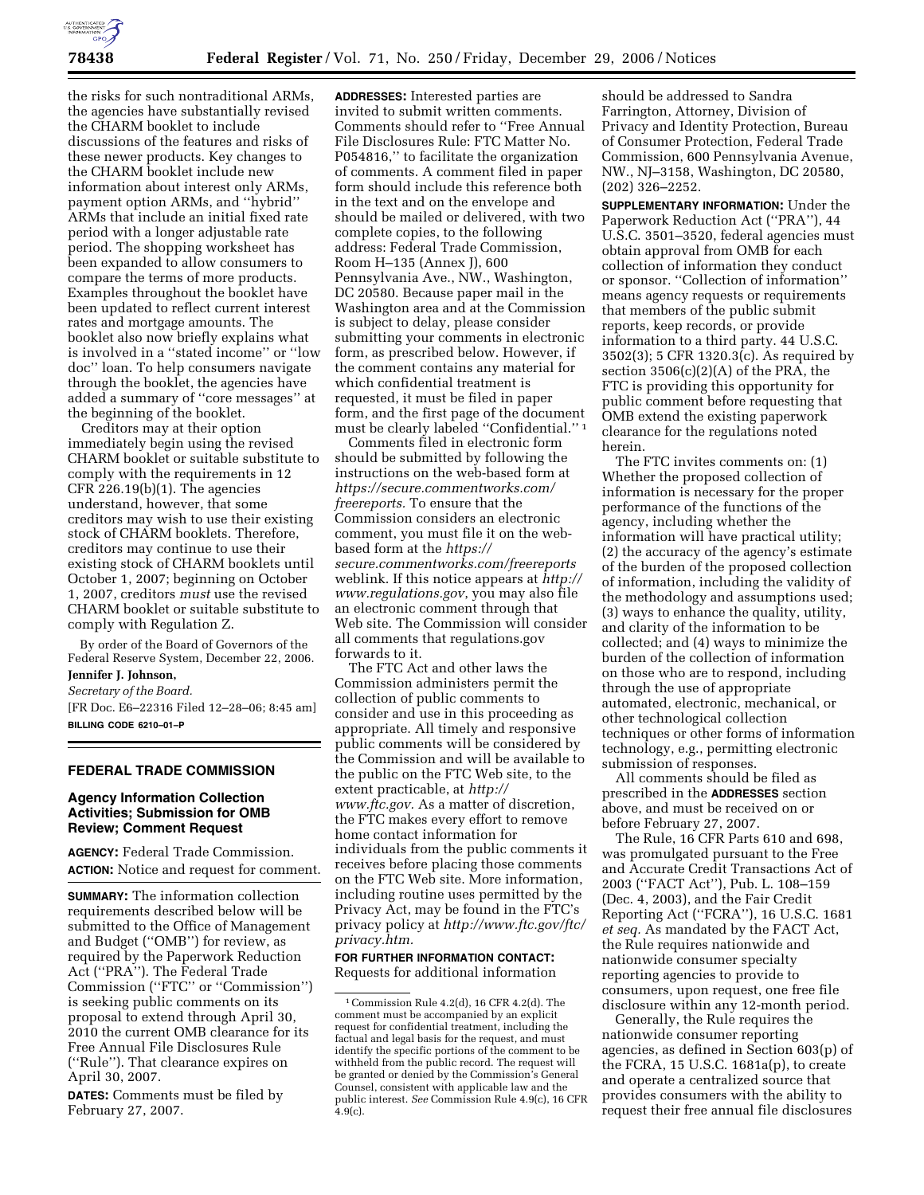the risks for such nontraditional ARMs, the agencies have substantially revised the CHARM booklet to include discussions of the features and risks of these newer products. Key changes to the CHARM booklet include new information about interest only ARMs, payment option ARMs, and ''hybrid'' ARMs that include an initial fixed rate period with a longer adjustable rate period. The shopping worksheet has been expanded to allow consumers to compare the terms of more products. Examples throughout the booklet have been updated to reflect current interest rates and mortgage amounts. The booklet also now briefly explains what is involved in a ''stated income'' or ''low doc'' loan. To help consumers navigate through the booklet, the agencies have added a summary of ''core messages'' at the beginning of the booklet.

Creditors may at their option immediately begin using the revised CHARM booklet or suitable substitute to comply with the requirements in 12 CFR 226.19(b)(1). The agencies understand, however, that some creditors may wish to use their existing stock of CHARM booklets. Therefore, creditors may continue to use their existing stock of CHARM booklets until October 1, 2007; beginning on October 1, 2007, creditors *must* use the revised CHARM booklet or suitable substitute to comply with Regulation Z.

By order of the Board of Governors of the Federal Reserve System, December 22, 2006.

**Jennifer J. Johnson,**

*Secretary of the Board.*

[FR Doc. E6–22316 Filed 12–28–06; 8:45 am]

**BILLING CODE 6210–01–P**

---

## FEDERAL TRADE COMMISSION

### Agency Information Collection Activities; Submission for OMB Review; Comment Request

**AGENCY:** Federal Trade Commission.

**ACTION:** Notice and request for comment.

**SUMMARY:** The information collection requirements described below will be submitted to the Office of Management and Budget (''OMB'') for review, as required by the Paperwork Reduction Act (''PRA''). The Federal Trade Commission (''FTC'' or ''Commission'') is seeking public comments on its proposal to extend through April 30, 2010 the current OMB clearance for its Free Annual File Disclosures Rule (''Rule''). That clearance expires on April 30, 2007.

**DATES:** Comments must be filed by February 27, 2007.

**ADDRESSES:** Interested parties are invited to submit written comments. Comments should refer to ''Free Annual File Disclosures Rule: FTC Matter No. P054816,'' to facilitate the organization of comments. A comment filed in paper form should include this reference both in the text and on the envelope and should be mailed or delivered, with two complete copies, to the following address: Federal Trade Commission, Room H–135 (Annex J), 600 Pennsylvania Ave., NW., Washington, DC 20580. Because paper mail in the Washington area and at the Commission is subject to delay, please consider submitting your comments in electronic form, as prescribed below. However, if the comment contains any material for which confidential treatment is requested, it must be filed in paper form, and the first page of the document must be clearly labeled ''Confidential.''[1]

Comments filed in electronic form should be submitted by following the instructions on the web-based form at *https://secure.commentworks.com/freereports*. To ensure that the Commission considers an electronic comment, you must file it on the web-based form at the *https://secure.commentworks.com/freereports* weblink. If this notice appears at *http://www.regulations.gov*, you may also file an electronic comment through that Web site. The Commission will consider all comments that regulations.gov forwards to it.

The FTC Act and other laws the Commission administers permit the collection of public comments to consider and use in this proceeding as appropriate. All timely and responsive public comments will be considered by the Commission and will be available to the public on the FTC Web site, to the extent practicable, at *http://www.ftc.gov*. As a matter of discretion, the FTC makes every effort to remove home contact information for individuals from the public comments it receives before placing those comments on the FTC Web site. More information, including routine uses permitted by the Privacy Act, may be found in the FTC's privacy policy at *http://www.ftc.gov/ftc/privacy.htm*.

**FOR FURTHER INFORMATION CONTACT:** Requests for additional information should be addressed to Sandra Farrington, Attorney, Division of Privacy and Identity Protection, Bureau of Consumer Protection, Federal Trade Commission, 600 Pennsylvania Avenue, NW., NJ–3158, Washington, DC 20580, (202) 326–2252.

**SUPPLEMENTARY INFORMATION:** Under the Paperwork Reduction Act (''PRA''), 44 U.S.C. 3501–3520, federal agencies must obtain approval from OMB for each collection of information they conduct or sponsor. ''Collection of information'' means agency requests or requirements that members of the public submit reports, keep records, or provide information to a third party. 44 U.S.C. 3502(3); 5 CFR 1320.3(c). As required by section 3506(c)(2)(A) of the PRA, the FTC is providing this opportunity for public comment before requesting that OMB extend the existing paperwork clearance for the regulations noted herein.

The FTC invites comments on: (1) Whether the proposed collection of information is necessary for the proper performance of the functions of the agency, including whether the information will have practical utility; (2) the accuracy of the agency's estimate of the burden of the proposed collection of information, including the validity of the methodology and assumptions used; (3) ways to enhance the quality, utility, and clarity of the information to be collected; and (4) ways to minimize the burden of the collection of information on those who are to respond, including through the use of appropriate automated, electronic, mechanical, or other technological collection techniques or other forms of information technology, e.g., permitting electronic submission of responses.

All comments should be filed as prescribed in the **ADDRESSES** section above, and must be received on or before February 27, 2007.

The Rule, 16 CFR Parts 610 and 698, was promulgated pursuant to the Free and Accurate Credit Transactions Act of 2003 (''FACT Act''), Pub. L. 108–159 (Dec. 4, 2003), and the Fair Credit Reporting Act (''FCRA''), 16 U.S.C. 1681 *et seq.* As mandated by the FACT Act, the Rule requires nationwide and nationwide consumer specialty reporting agencies to provide to consumers, upon request, one free file disclosure within any 12-month period.

Generally, the Rule requires the nationwide consumer reporting agencies, as defined in Section 603(p) of the FCRA, 15 U.S.C. 1681a(p), to create and operate a centralized source that provides consumers with the ability to request their free annual file disclosures

---

[1] Commission Rule 4.2(d), 16 CFR 4.2(d). The comment must be accompanied by an explicit request for confidential treatment, including the factual and legal basis for the request, and must identify the specific portions of the comment to be withheld from the public record. The request will be granted or denied by the Commission's General Counsel, consistent with applicable law and the public interest. *See* Commission Rule 4.9(c), 16 CFR 4.9(c).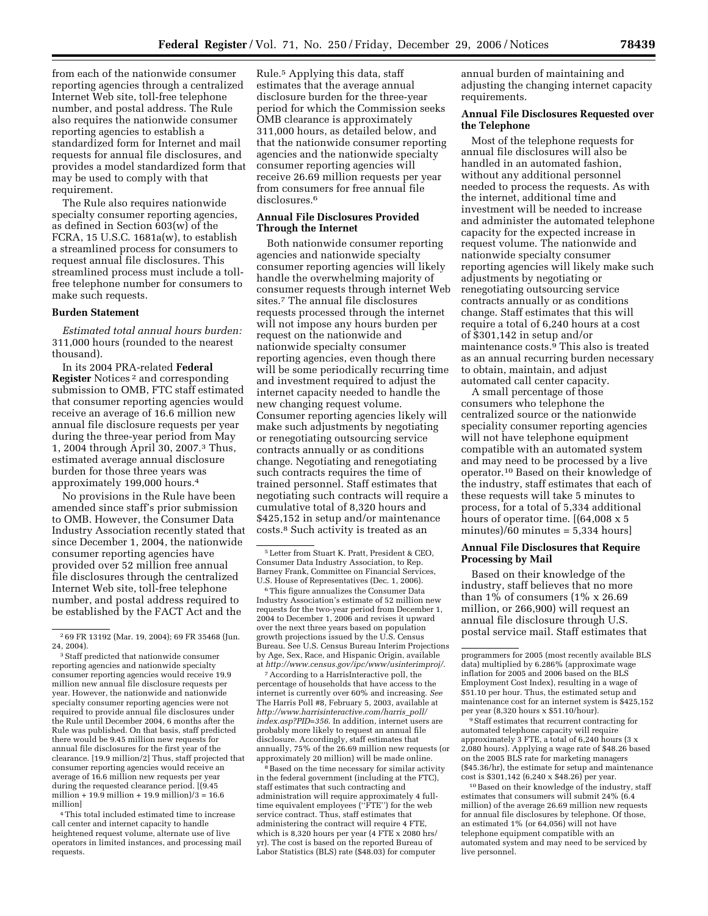from each of the nationwide consumer reporting agencies through a centralized Internet Web site, toll-free telephone number, and postal address. The Rule also requires the nationwide consumer reporting agencies to establish a standardized form for Internet and mail requests for annual file disclosures, and provides a model standardized form that may be used to comply with that requirement.

The Rule also requires nationwide specialty consumer reporting agencies, as defined in Section 603(w) of the FCRA, 15 U.S.C. 1681a(w), to establish a streamlined process for consumers to request annual file disclosures. This streamlined process must include a toll-free telephone number for consumers to make such requests.

**Burden Statement**

*Estimated total annual hours burden:* 311,000 hours (rounded to the nearest thousand).

In its 2004 PRA-related **Federal Register** Notices [2] and corresponding submission to OMB, FTC staff estimated that consumer reporting agencies would receive an average of 16.6 million new annual file disclosure requests per year during the three-year period from May 1, 2004 through April 30, 2007.[3] Thus, estimated average annual disclosure burden for those three years was approximately 199,000 hours.[4]

No provisions in the Rule have been amended since staff's prior submission to OMB. However, the Consumer Data Industry Association recently stated that since December 1, 2004, the nationwide consumer reporting agencies have provided over 52 million free annual file disclosures through the centralized Internet Web site, toll-free telephone number, and postal address required to be established by the FACT Act and the Rule.[5] Applying this data, staff estimates that the average annual disclosure burden for the three-year period for which the Commission seeks OMB clearance is approximately 311,000 hours, as detailed below, and that the nationwide consumer reporting agencies and the nationwide specialty consumer reporting agencies will receive 26.69 million requests per year from consumers for free annual file disclosures.[6]

**Annual File Disclosures Provided Through the Internet**

Both nationwide consumer reporting agencies and nationwide specialty consumer reporting agencies will likely handle the overwhelming majority of consumer requests through internet Web sites.[7] The annual file disclosures requests processed through the internet will not impose any hours burden per request on the nationwide and nationwide specialty consumer reporting agencies, even though there will be some periodically recurring time and investment required to adjust the internet capacity needed to handle the new changing request volume. Consumer reporting agencies likely will make such adjustments by negotiating or renegotiating outsourcing service contracts annually or as conditions change. Negotiating and renegotiating such contracts requires the time of trained personnel. Staff estimates that negotiating such contracts will require a cumulative total of 8,320 hours and $425,152 in setup and/or maintenance costs.[8] Such activity is treated as an annual burden of maintaining and adjusting the changing internet capacity requirements.

**Annual File Disclosures Requested over the Telephone**

Most of the telephone requests for annual file disclosures will also be handled in an automated fashion, without any additional personnel needed to process the requests. As with the internet, additional time and investment will be needed to increase and administer the automated telephone capacity for the expected increase in request volume. The nationwide and nationwide specialty consumer reporting agencies will likely make such adjustments by negotiating or renegotiating outsourcing service contracts annually or as conditions change. Staff estimates that this will require a total of 6,240 hours at a cost of $301,142 in setup and/or maintenance costs.[9] This also is treated as an annual recurring burden necessary to obtain, maintain, and adjust automated call center capacity.

A small percentage of those consumers who telephone the centralized source or the nationwide speciality consumer reporting agencies will not have telephone equipment compatible with an automated system and may need to be processed by a live operator.[10] Based on their knowledge of the industry, staff estimates that each of these requests will take 5 minutes to process, for a total of 5,334 additional hours of operator time. [(64,008 x 5 minutes)/60 minutes = 5,334 hours]

**Annual File Disclosures that Require Processing by Mail**

Based on their knowledge of the industry, staff believes that no more than 1% of consumers (1% x 26.69 million, or 266,900) will request an annual file disclosure through U.S. postal service mail. Staff estimates that

---

[2] 69 FR 13192 (Mar. 19, 2004); 69 FR 35468 (Jun. 24, 2004).

[3] Staff predicted that nationwide consumer reporting agencies and nationwide specialty consumer reporting agencies would receive 19.9 million new annual file disclosure requests per year. However, the nationwide and nationwide specialty consumer reporting agencies were not required to provide annual file disclosures under the Rule until December 2004, 6 months after the Rule was published. On that basis, staff predicted there would be 9.45 million new requests for annual file disclosures for the first year of the clearance. [19.9 million/2] Thus, staff projected that consumer reporting agencies would receive an average of 16.6 million new requests per year during the requested clearance period. [(9.45 million + 19.9 million + 19.9 million)/3 = 16.6 million]

[4] This total included estimated time to increase call center and internet capacity to handle heightened request volume, alternate use of live operators in limited instances, and processing mail requests.

[5] Letter from Stuart K. Pratt, President & CEO, Consumer Data Industry Association, to Rep. Barney Frank, Committee on Financial Services, U.S. House of Representatives (Dec. 1, 2006).

[6] This figure annualizes the Consumer Data Industry Association's estimate of 52 million new requests for the two-year period from December 1, 2004 to December 1, 2006 and revises it upward over the next three years based on population growth projections issued by the U.S. Census Bureau. See U.S. Census Bureau Interim Projections by Age, Sex, Race, and Hispanic Origin, available at *http://www.census.gov/ipc/www/usinterimproj/*.

[7] According to a HarrisInteractive poll, the percentage of households that have access to the internet is currently over 60% and increasing. *See* The Harris Poll #8, February 5, 2003, available at *http://www.harrisinteractive.com/harris_poll/index.asp?PID=356*. In addition, internet users are probably more likely to request an annual file disclosure. Accordingly, staff estimates that annually, 75% of the 26.69 million new requests (or approximately 20 million) will be made online.

[8] Based on the time necessary for similar activity in the federal government (including at the FTC), staff estimates that such contracting and administration will require approximately 4 full-time equivalent employees (''FTE'') for the web service contract. Thus, staff estimates that administering the contract will require 4 FTE, which is 8,320 hours per year (4 FTE x 2080 hrs/yr). The cost is based on the reported Bureau of Labor Statistics (BLS) rate ($48.03) for computer programmers for 2005 (most recently available BLS data) multiplied by 6.286% (approximate wage inflation for 2005 and 2006 based on the BLS Employment Cost Index), resulting in a wage of $51.10 per hour. Thus, the estimated setup and maintenance cost for an internet system is $425,152 per year (8,320 hours x $51.10/hour).

[9] Staff estimates that recurrent contracting for automated telephone capacity will require approximately 3 FTE, a total of 6,240 hours (3 x 2,080 hours). Applying a wage rate of $48.26 based on the 2005 BLS rate for marketing managers ($45.36/hr), the estimate for setup and maintenance cost is $301,142 (6,240 x $48.26) per year.

[10] Based on their knowledge of the industry, staff estimates that consumers will submit 24% (6.4 million) of the average 26.69 million new requests for annual file disclosures by telephone. Of those, an estimated 1% (or 64,056) will not have telephone equipment compatible with an automated system and may need to be serviced by live personnel.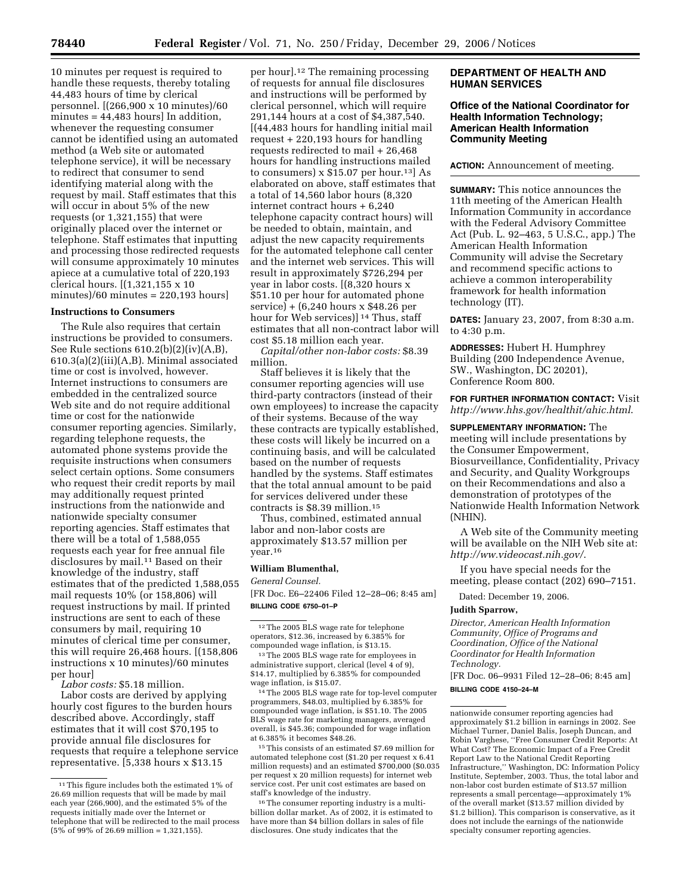10 minutes per request is required to handle these requests, thereby totaling 44,483 hours of time by clerical personnel. [(266,900 x 10 minutes)/60 minutes = 44,483 hours] In addition, whenever the requesting consumer cannot be identified using an automated method (a Web site or automated telephone service), it will be necessary to redirect that consumer to send identifying material along with the request by mail. Staff estimates that this will occur in about 5% of the new requests (or 1,321,155) that were originally placed over the internet or telephone. Staff estimates that inputting and processing those redirected requests will consume approximately 10 minutes apiece at a cumulative total of 220,193 clerical hours. [(1,321,155 x 10 minutes)/60 minutes = 220,193 hours]

**Instructions to Consumers**

The Rule also requires that certain instructions be provided to consumers. See Rule sections 610.2(b)(2)(iv)(A,B), 610.3(a)(2)(iii)(A,B). Minimal associated time or cost is involved, however. Internet instructions to consumers are embedded in the centralized source Web site and do not require additional time or cost for the nationwide consumer reporting agencies. Similarly, regarding telephone requests, the automated phone systems provide the requisite instructions when consumers select certain options. Some consumers who request their credit reports by mail may additionally request printed instructions from the nationwide and nationwide specialty consumer reporting agencies. Staff estimates that there will be a total of 1,588,055 requests each year for free annual file disclosures by mail.[11] Based on their knowledge of the industry, staff estimates that of the predicted 1,588,055 mail requests 10% (or 158,806) will request instructions by mail. If printed instructions are sent to each of these consumers by mail, requiring 10 minutes of clerical time per consumer, this will require 26,468 hours. [(158,806 instructions x 10 minutes)/60 minutes per hour]

*Labor costs:* $5.18 million.

Labor costs are derived by applying hourly cost figures to the burden hours described above. Accordingly, staff estimates that it will cost $70,195 to provide annual file disclosures for requests that require a telephone service representative. [5,338 hours x $13.15 per hour].[12] The remaining processing of requests for annual file disclosures and instructions will be performed by clerical personnel, which will require 291,144 hours at a cost of $4,387,540. [(44,483 hours for handling initial mail request + 220,193 hours for handling requests redirected to mail + 26,468 hours for handling instructions mailed to consumers) x $15.07 per hour.[13]] As elaborated on above, staff estimates that a total of 14,560 labor hours (8,320 internet contract hours + 6,240 telephone capacity contract hours) will be needed to obtain, maintain, and adjust the new capacity requirements for the automated telephone call center and the internet web services. This will result in approximately $726,294 per year in labor costs. [(8,320 hours x $51.10 per hour for automated phone service) + (6,240 hours x $48.26 per hour for Web services)] [14] Thus, staff estimates that all non-contract labor will cost $5.18 million each year.

*Capital/other non-labor costs:* $8.39 million.

Staff believes it is likely that the consumer reporting agencies will use third-party contractors (instead of their own employees) to increase the capacity of their systems. Because of the way these contracts are typically established, these costs will likely be incurred on a continuing basis, and will be calculated based on the number of requests handled by the systems. Staff estimates that the total annual amount to be paid for services delivered under these contracts is $8.39 million.[15]

Thus, combined, estimated annual labor and non-labor costs are approximately $13.57 million per year.[16]

**William Blumenthal,**

*General Counsel.*

[FR Doc. E6–22406 Filed 12–28–06; 8:45 am]

**BILLING CODE 6750–01–P**

---

[11] This figure includes both the estimated 1% of 26.69 million requests that will be made by mail each year (266,900), and the estimated 5% of the requests initially made over the Internet or telephone that will be redirected to the mail process (5% of 99% of 26.69 million = 1,321,155).

[12] The 2005 BLS wage rate for telephone operators, $12.36, increased by 6.385% for compounded wage inflation, is $13.15.

[13] The 2005 BLS wage rate for employees in administrative support, clerical (level 4 of 9), $14.17, multiplied by 6.385% for compounded wage inflation, is $15.07.

[14] The 2005 BLS wage rate for top-level computer programmers, $48.03, multiplied by 6.385% for compounded wage inflation, is $51.10. The 2005 BLS wage rate for marketing managers, averaged overall, is $45.36; compounded for wage inflation at 6.385% it becomes $48.26.

[15] This consists of an estimated $7.69 million for automated telephone cost ($1.20 per request x 6.41 million requests) and an estimated $700,000 ($0.035 per request x 20 million requests) for internet web service cost. Per unit cost estimates are based on staff's knowledge of the industry.

[16] The consumer reporting industry is a multi-billion dollar market. As of 2002, it is estimated to have more than $4 billion dollars in sales of file disclosures. One study indicates that the nationwide consumer reporting agencies had approximately $1.2 billion in earnings in 2002. See Michael Turner, Daniel Balis, Joseph Duncan, and Robin Varghese, "Free Consumer Credit Reports: At What Cost? The Economic Impact of a Free Credit Report Law to the National Credit Reporting Infrastructure," Washington, DC: Information Policy Institute, September, 2003. Thus, the total labor and non-labor cost burden estimate of $13.57 million represents a small percentage—approximately 1% of the overall market ($13.57 million divided by $1.2 billion). This comparison is conservative, as it does not include the earnings of the nationwide specialty consumer reporting agencies.

## DEPARTMENT OF HEALTH AND HUMAN SERVICES

### Office of the National Coordinator for Health Information Technology; American Health Information Community Meeting

**ACTION:** Announcement of meeting.

**SUMMARY:** This notice announces the 11th meeting of the American Health Information Community in accordance with the Federal Advisory Committee Act (Pub. L. 92–463, 5 U.S.C., app.) The American Health Information Community will advise the Secretary and recommend specific actions to achieve a common interoperability framework for health information technology (IT).

**DATES:** January 23, 2007, from 8:30 a.m. to 4:30 p.m.

**ADDRESSES:** Hubert H. Humphrey Building (200 Independence Avenue, SW., Washington, DC 20201), Conference Room 800.

**FOR FURTHER INFORMATION CONTACT:** Visit *http://www.hhs.gov/healthit/ahic.html*.

**SUPPLEMENTARY INFORMATION:** The meeting will include presentations by the Consumer Empowerment, Biosurveillance, Confidentiality, Privacy and Security, and Quality Workgroups on their Recommendations and also a demonstration of prototypes of the Nationwide Health Information Network (NHIN).

A Web site of the Community meeting will be available on the NIH Web site at: *http://www.videocast.nih.gov/*.

If you have special needs for the meeting, please contact (202) 690–7151.

Dated: December 19, 2006.

**Judith Sparrow,**

*Director, American Health Information Community, Office of Programs and Coordination, Office of the National Coordinator for Health Information Technology.*

[FR Doc. 06–9931 Filed 12–28–06; 8:45 am]

**BILLING CODE 4150–24–M**